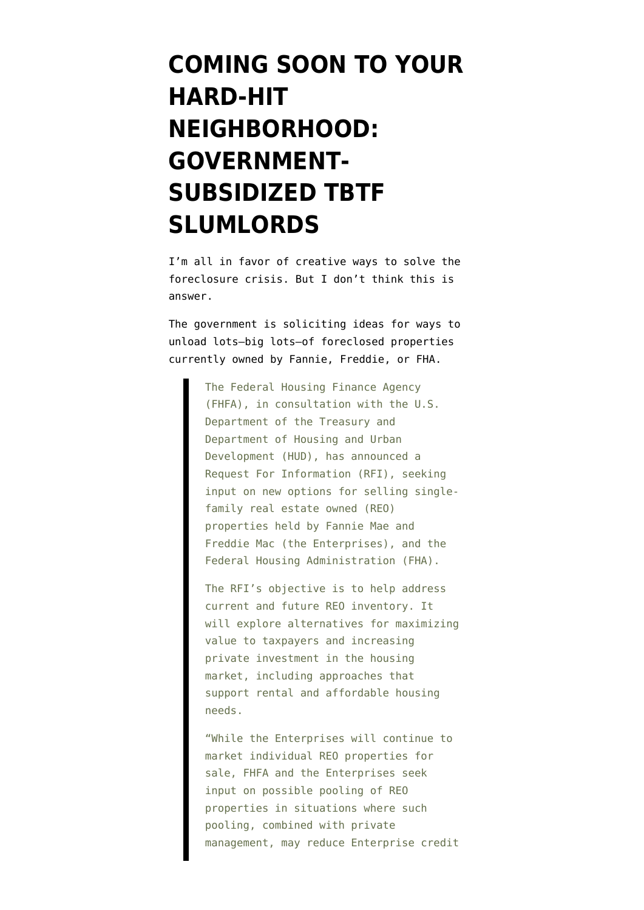# COMING SOON TO YOUR HARD-HIT NEIGHBORHOOD: GOVERNMENT-SUBSIDIZED TBTF SLUMLORDS

I'm all in favor of creative ways to solve the foreclosure crisis. But I don't think this is answer.

The government is soliciting ideas for ways to unload lots–big lots–of foreclosed properties currently owned by Fannie, Freddie, or FHA.

> The Federal Housing Finance Agency (FHFA), in consultation with the U.S. Department of the Treasury and Department of Housing and Urban Development (HUD), has announced a Request For Information (RFI), seeking input on new options for selling single-family real estate owned (REO) properties held by Fannie Mae and Freddie Mac (the Enterprises), and the Federal Housing Administration (FHA).
>
> The RFI's objective is to help address current and future REO inventory. It will explore alternatives for maximizing value to taxpayers and increasing private investment in the housing market, including approaches that support rental and affordable housing needs.
>
> "While the Enterprises will continue to market individual REO properties for sale, FHFA and the Enterprises seek input on possible pooling of REO properties in situations where such pooling, combined with private management, may reduce Enterprise credit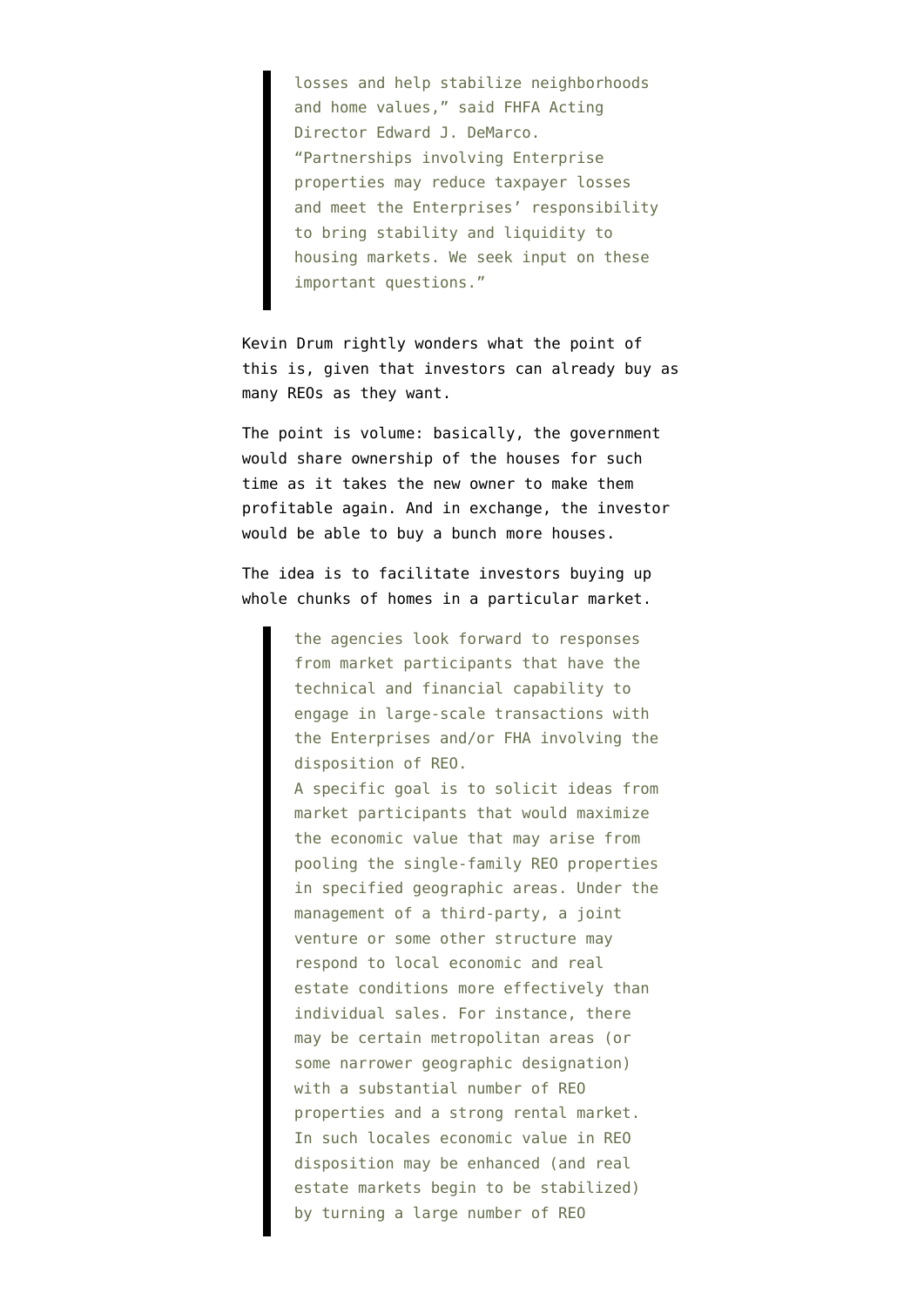> losses and help stabilize neighborhoods and home values," said FHFA Acting Director Edward J. DeMarco. "Partnerships involving Enterprise properties may reduce taxpayer losses and meet the Enterprises' responsibility to bring stability and liquidity to housing markets. We seek input on these important questions."

Kevin Drum rightly wonders what the point of this is, given that investors can already buy as many REOs as they want.

The point is volume: basically, the government would share ownership of the houses for such time as it takes the new owner to make them profitable again. And in exchange, the investor would be able to buy a bunch more houses.

The idea is to facilitate investors buying up whole chunks of homes in a particular market.

> the agencies look forward to responses from market participants that have the technical and financial capability to engage in large-scale transactions with the Enterprises and/or FHA involving the disposition of REO.
> A specific goal is to solicit ideas from market participants that would maximize the economic value that may arise from pooling the single-family REO properties in specified geographic areas. Under the management of a third-party, a joint venture or some other structure may respond to local economic and real estate conditions more effectively than individual sales. For instance, there may be certain metropolitan areas (or some narrower geographic designation) with a substantial number of REO properties and a strong rental market. In such locales economic value in REO disposition may be enhanced (and real estate markets begin to be stabilized) by turning a large number of REO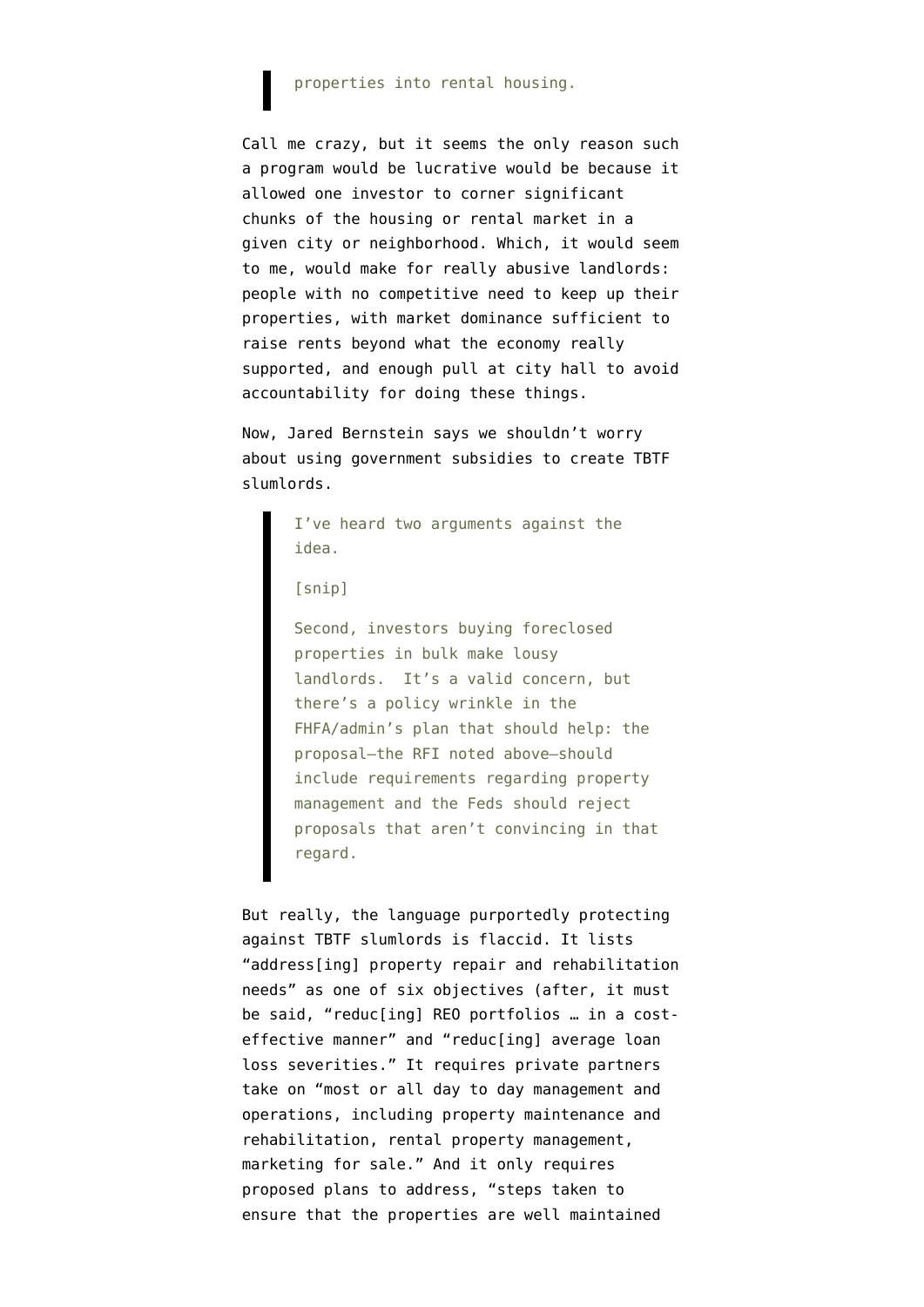> properties into rental housing.

Call me crazy, but it seems the only reason such a program would be lucrative would be because it allowed one investor to corner significant chunks of the housing or rental market in a given city or neighborhood. Which, it would seem to me, would make for really abusive landlords: people with no competitive need to keep up their properties, with market dominance sufficient to raise rents beyond what the economy really supported, and enough pull at city hall to avoid accountability for doing these things.

Now, Jared Bernstein says we shouldn't worry about using government subsidies to create TBTF slumlords.

> I've heard two arguments against the idea.
>
> [snip]
>
> Second, investors buying foreclosed properties in bulk make lousy landlords.  It's a valid concern, but there's a policy wrinkle in the FHFA/admin's plan that should help: the proposal—the RFI noted above—should include requirements regarding property management and the Feds should reject proposals that aren't convincing in that regard.

But really, the language purportedly protecting against TBTF slumlords is flaccid. It lists "address[ing] property repair and rehabilitation needs" as one of six objectives (after, it must be said, "reduc[ing] REO portfolios … in a cost-effective manner" and "reduc[ing] average loan loss severities." It requires private partners take on "most or all day to day management and operations, including property maintenance and rehabilitation, rental property management, marketing for sale." And it only requires proposed plans to address, "steps taken to ensure that the properties are well maintained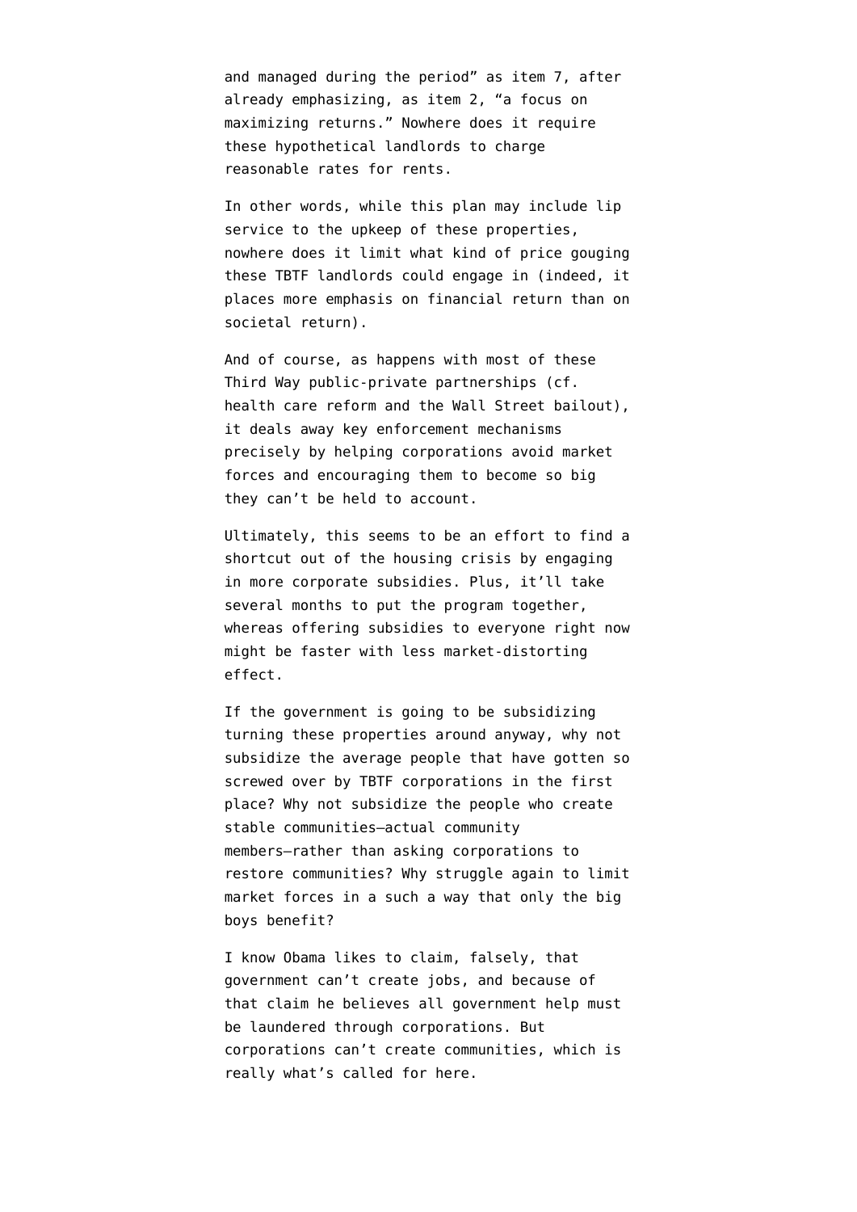and managed during the period" as item 7, after already emphasizing, as item 2, "a focus on maximizing returns." Nowhere does it require these hypothetical landlords to charge reasonable rates for rents.

In other words, while this plan may include lip service to the upkeep of these properties, nowhere does it limit what kind of price gouging these TBTF landlords could engage in (indeed, it places more emphasis on financial return than on societal return).

And of course, as happens with most of these Third Way public-private partnerships (cf. health care reform and the Wall Street bailout), it deals away key enforcement mechanisms precisely by helping corporations avoid market forces and encouraging them to become so big they can't be held to account.

Ultimately, this seems to be an effort to find a shortcut out of the housing crisis by engaging in more corporate subsidies. Plus, it'll take several months to put the program together, whereas offering subsidies to everyone right now might be faster with less market-distorting effect.

If the government is going to be subsidizing turning these properties around anyway, why not subsidize the average people that have gotten so screwed over by TBTF corporations in the first place? Why not subsidize the people who create stable communities–actual community members–rather than asking corporations to restore communities? Why struggle again to limit market forces in a such a way that only the big boys benefit?

I know Obama likes to claim, falsely, that government can't create jobs, and because of that claim he believes all government help must be laundered through corporations. But corporations can't create communities, which is really what's called for here.